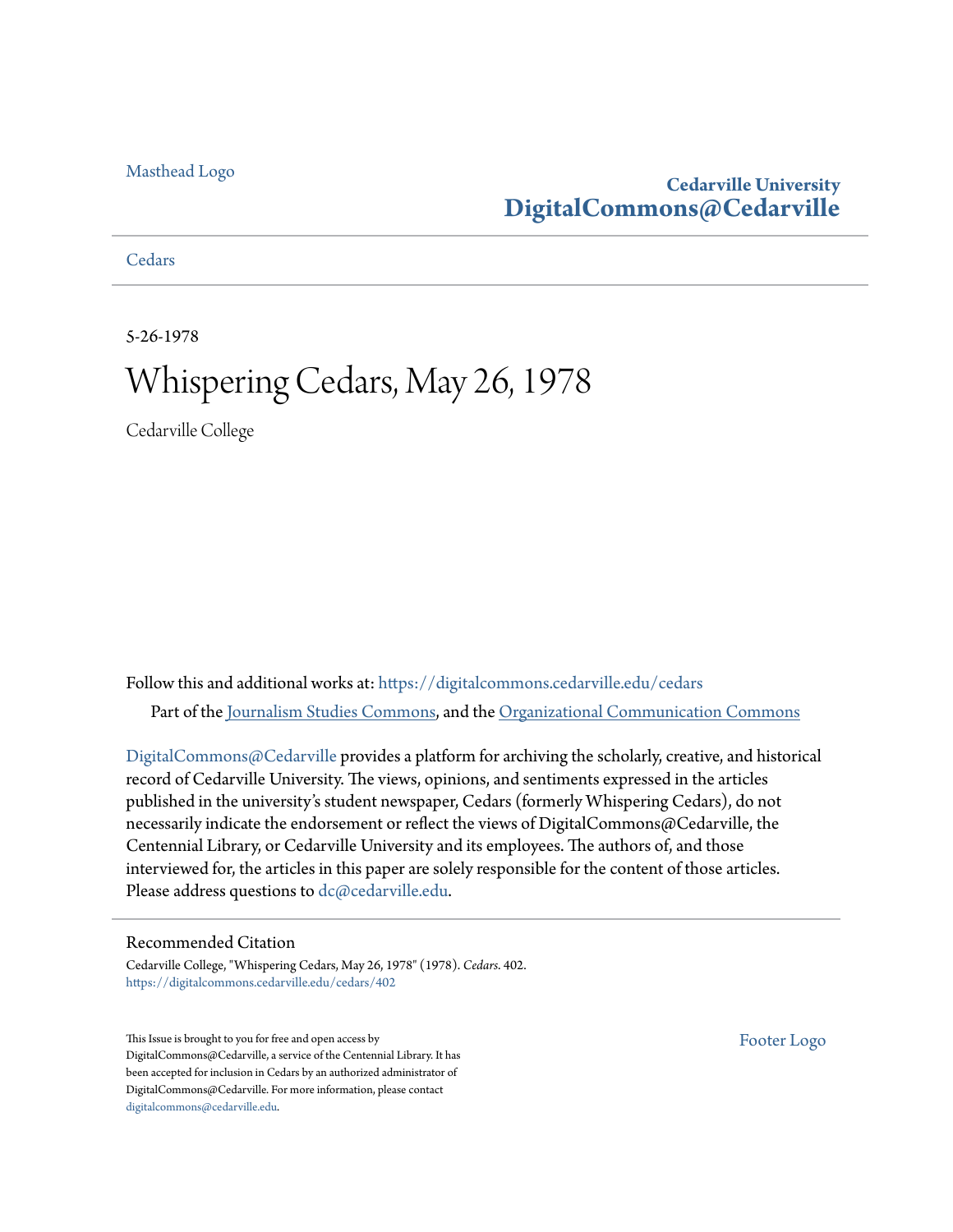Masthead Logo

**Cedarville University**
**DigitalCommons@Cedarville**

Cedars

5-26-1978

# Whispering Cedars, May 26, 1978

Cedarville College

Follow this and additional works at: https://digitalcommons.cedarville.edu/cedars

Part of the Journalism Studies Commons, and the Organizational Communication Commons

DigitalCommons@Cedarville provides a platform for archiving the scholarly, creative, and historical record of Cedarville University. The views, opinions, and sentiments expressed in the articles published in the university's student newspaper, Cedars (formerly Whispering Cedars), do not necessarily indicate the endorsement or reflect the views of DigitalCommons@Cedarville, the Centennial Library, or Cedarville University and its employees. The authors of, and those interviewed for, the articles in this paper are solely responsible for the content of those articles. Please address questions to dc@cedarville.edu.

## Recommended Citation

Cedarville College, "Whispering Cedars, May 26, 1978" (1978). *Cedars*. 402.
https://digitalcommons.cedarville.edu/cedars/402

This Issue is brought to you for free and open access by DigitalCommons@Cedarville, a service of the Centennial Library. It has been accepted for inclusion in Cedars by an authorized administrator of DigitalCommons@Cedarville. For more information, please contact digitalcommons@cedarville.edu.

Footer Logo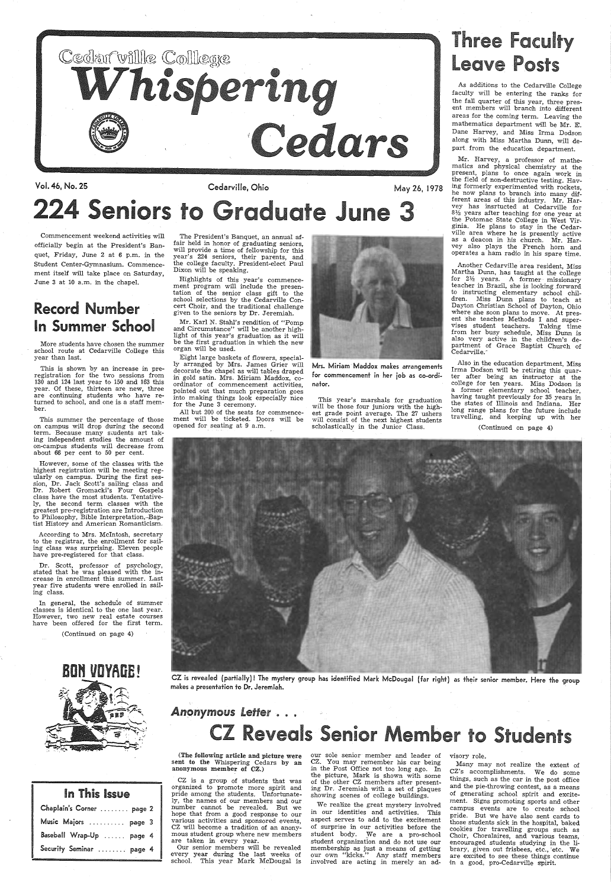# Cedarville College Whispering Cedars

Vol. 46, No. 25 — Cedarville, Ohio — May 26, 1978

# 224 Seniors to Graduate June 3

Commencement weekend activities will officially begin at the President's Banquet, Friday, June 2 at 6 p.m. in the Student Center-Gymnasium. Commencement itself will take place on Saturday, June 3 at 10 a.m. in the chapel.

The President's Banquet, an annual affair held in honor of graduating seniors, will provide a time of fellowship for this year's 224 seniors, their parents, and the college faculty. President-elect Paul Dixon will be speaking.

Highlights of this year's commencement program will include the presentation of the senior class gift to the school selections by the Cedarville Concert Choir, and the traditional challenge given to the seniors by Dr. Jeremiah.

Mr. Karl N. Stahl's rendition of "Pomp and Circumstance" will be another highlight of this year's graduation as it will be the first graduation in which the new organ will be used.

Eight large baskets of flowers, specially arranged by Mrs. James Grier will decorate the chapel as will tables draped in gold satin. Mrs. Miriam Maddox, coordinator of commencement activities, pointed out that much preparation goes into making things look especially nice for the June 3 ceremony.

All but 200 of the seats for commencement will be ticketed. Doors will be opened for seating at 9 a.m.

Mrs. Miriam Maddox makes arrangements for commencement in her job as co-ordinator.

This year's marshals for graduation will be those four juniors with the highest grade point average. The 27 ushers will consist of the next highest students scholastically in the Junior Class.

## Record Number In Summer School

More students have chosen the summer school route at Cedarville College this year than last.

This is shown by an increase in pre-registration for the two sessions from 130 and 124 last year to 150 and 163 this year. Of these, thirteen are new, three are continuing students who have returned to school, and one is a staff member.

This summer the percentage of those on campus will drop during the second term. Because many students art taking independent studies the amount of on-campus students will decrease from about 66 per cent to 50 per cent.

However, some of the classes with the highest registration will be meeting regularly on campus. During the first session, Dr. Jack Scott's sailing class and Dr. Robert Gromacki's Four Gospels class have the most students. Tentatively, the second term classes with the greatest pre-registration are Introduction to Philosophy, Bible Interpretation, Baptist History and American Romanticism.

According to Mrs. McIntosh, secretary to the registrar, the enrollment for sailing class was surprising. Eleven people have pre-registered for that class.

Dr. Scott, professor of psychology, stated that he was pleased with the increase in enrollment this summer. Last year five students were enrolled in sailing class.

In general, the schedule of summer classes is identical to the one last year. However, two new real estate courses have been offered for the first term.

(Continued on page 4)

BON VOYAGE!

## Three Faculty Leave Posts

As additions to the Cedarville College faculty will be entering the ranks for the fall quarter of this year, three present members will branch into different areas for the coming term. Leaving the mathematics department will be Mr. E. Dane Harvey, and Miss Irma Dodson along with Miss Martha Dunn, will depart from the education department.

Mr. Harvey, a professor of mathematics and physical chemistry at the present, plans to once again work in the field of non-destructive testing. Having formerly experimented with rockets, he now plans to branch into many different areas of this industry. Mr. Harvey has instructed at Cedarville for 8½ years after teaching for one year at the Potomac State College in West Virginia. He plans to stay in the Cedarville area where he is presently active as a deacon in his church. Mr. Harvey also plays the French horn and operates a ham radio in his spare time.

Another Cedarville area resident, Miss Martha Dunn, has taught at the college for 2½ years. A former missionary teacher in Brazil, she is looking forward to instructing elementary school children. Miss Dunn plans to teach at Dayton Christian School of Dayton, Ohio where she soon plans to move. At present she teaches Methods I and supervises student teachers. Taking time from her busy schedule, Miss Dunn is also very active in the children's department of Grace Baptist Church of Cedarville.

Also in the education department, Miss Irma Dodson will be retiring this quarter after being an instructor at the college for ten years. Miss Dodson is a former elementary school teacher, having taught previously for 35 years in the states of Illinois and Indiana. Her long range plans for the future include travelling, and keeping up with her

(Continued on page 4)

CZ is revealed (partially)! The mystery group has identified Mark McDougal (far right) as their senior member. Here the group makes a presentation to Dr. Jeremiah.

*Anonymous Letter . . .*

## CZ Reveals Senior Member to Students

**(The following article and picture were sent to the Whispering Cedars by an anonymous member of CZ.)**

CZ is a group of students that was organized to promote more spirit and pride among the students. Unfortunately, the names of our members and our number cannot be revealed. But we hope that from a good response to our various activities and sponsored events, CZ will become a tradition of an anonymous student group where new members are taken in every year.

Our senior members will be revealed every year during the last weeks of school. This year Mark McDougal is our sole senior member and leader of CZ. You may remember his car being in the Post Office not too long ago. In the picture, Mark is shown with some of the other CZ members after presenting Dr. Jeremiah with a set of plaques showing scenes of college buildings.

We realize the great mystery involved in our identities and activities. This aspect serves to add to the excitement of surprise in our activities before the student body. We are a pro-school student organization and do not use our membership as just a means of getting our own "kicks." Any staff members involved are acting in merely an advisory role.

Many may not realize the extent of CZ's accomplishments. We do some things, such as the car in the post office and the pie-throwing contest, as a means of generating school spirit and excitement. Signs promoting sports and other campus events are to create school pride. But we have also sent cards to those students sick in the hospital, baked cookies for travelling groups such as Choir, Choralaires, and various teams, encouraged students studying in the library, given out frisbees, etc., etc. We are excited to see these things continue in a good, pro-Cedarville spirit.

### In This Issue

| | |
|---|---|
| Chaplain's Corner | page 2 |
| Music Majors | page 3 |
| Baseball Wrap-Up | page 4 |
| Security Seminar | page 4 |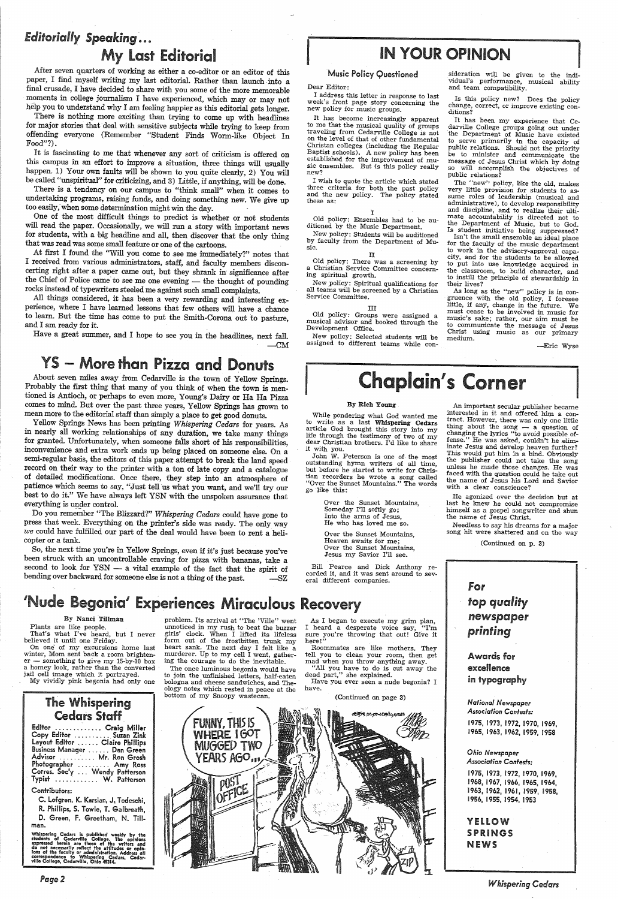## *Editorially Speaking...*

# My Last Editorial

After seven quarters of working as either a co-editor or an editor of this paper, I find myself writing my last editorial. Rather than launch into a final crusade, I have decided to share with you some of the more memorable moments in college journalism I have experienced, which may or may not help you to understand why I am feeling happier as this editorial gets longer.

There is nothing more exciting than trying to come up with headlines for major stories that deal with sensitive subjects while trying to keep from offending everyone (Remember "Student Finds Worm-like Object In Food"?).

It is fascinating to me that whenever any sort of criticism is offered on this campus in an effort to improve a situation, three things will usually happen. 1) Your own faults will be shown to you quite clearly, 2) You will be called "unspiritual" for criticizing, and 3) Little, if anything, will be done.

There is a tendency on our campus to "think small" when it comes to undertaking programs, raising funds, and doing something new. We give up too easily, when some determination might win the day.

One of the most difficult things to predict is whether or not students will read the paper. Occasionally, we will run a story with important news for students, with a big headline and all, then discover that the only thing that was read was some small feature or one of the cartoons.

At first I found the "Will you come to see me immediately?" notes that I received from various administrators, staff, and faculty members disconcerting right after a paper came out, but they shrank in significance after the Chief of Police came to see me one evening — the thought of pounding rocks instead of typewriters steeled me against such small complaints.

All things considered, it has been a very rewarding and interesting experience, where I have learned lessons that few others will have a chance to learn. But the time has come to put the Smith-Corona out to pasture, and I am ready for it.

Have a great summer, and I hope to see you in the headlines, next fall.

—CM

# YS — More than Pizza and Donuts

About seven miles away from Cedarville is the town of Yellow Springs. Probably the first thing that many of you think of when the town is mentioned is Antioch, or perhaps to even more, Young's Dairy or Ha Ha Pizza comes to mind. But over the past three years, Yellow Springs has grown to mean more to the editorial staff than simply a place to get good donuts.

Yellow Springs News has been printing *Whispering Cedars* for years. As in nearly all working relationships of any duration, we take many things for granted. Unfortunately, when someone falls short of his responsibilities, inconvenience and extra work ends up being placed on someone else. On a semi-regular basis, the editors of this paper attempt to break the land speed record on their way to the printer with a ton of late copy and a catalogue of detailed modifications. Once there, they step into an atmosphere of patience which seems to say, "Just tell us what you want, and we'll try our best to do it." We have always left YSN with the unspoken assurance that everything is under control.

Do you remember "The Blizzard?" *Whispering Cedars* could have gone to press that week. Everything on the printer's side was ready. The only way *we* could have fulfilled our part of the deal would have been to rent a helicopter or a tank.

So, the next time you're in Yellow Springs, even if it's just because you've been struck with an uncontrollable craving for pizza with bananas, take a second to look for YSN — a vital example of the fact that the spirit of bending over backward for someone else is not a thing of the past.

—SZ

# IN YOUR OPINION

### Music Policy Questioned

Dear Editor:

I address this letter in response to last week's front page story concerning the new policy for music groups.

It has become increasingly apparent to me that the musical quality of groups traveling from Cedarville College is not on the level of that of other fundamental Christan colleges (including the Regular Baptist schools). A new policy has been established for the improvement of music ensembles. But is this policy really new?

I wish to quote the article which stated three criteria for both the past policy and the new policy. The policy stated these as:

I

Old policy: Ensembles had to be auditioned by the Music Department.

New policy: Students will be auditioned by faculty from the Department of Music.

II

Old policy: There was a screening by a Christian Service Committee concerning spiritual growth.

New policy: Spiritual qualifications for all teams will be screened by a Christian Service Committee.

III

Old policy: Groups were assigned a musical advisor and booked through the Development Office.

New policy: Selected students will be assigned to different teams while consideration will be given to the individual's performance, musical ability and team compatibility.

Is this policy new? Does the policy change, correct, or improve existing conditions?

It has been my experience that Cedarville College groups going out under the Department of Music have existed to serve primarily in the capacity of public relations. Should not the priority be to minister and communicate the message of Jesus Christ which by doing so will accomplish the objectives of public relations?

The "new" policy, like the old, makes very little provision for students to assume roles of leadership (musical and administrative), to develop responsibility and discipline, and to realize their ultimate accountability is directed not to the Department of Music, but to God. Is student initiative being suppressed?

Isn't the small ensemble an ideal place for the faculty of the music department to work in the advisory-approval capacity, and for the students to be allowed to put into use knowledge acquired in the classroom, to build character, and to instill the principle of stewardship in their lives?

As long as the "new" policy is in congruence with the old policy, I foresee little, if any, change in the future. We must cease to be involved in music for music's sake; rather, our aim must be to communicate the message of Jesus Christ using music as our primary medium.

—Eric Wyse

# Chaplain's Corner

**By Rich Young**

While pondering what God wanted me to write as a last **Whispering Cedars** article God brought this story into my life through the testimony of two of my dear Christian brothers. I'd like to share it with you.

John W. Peterson is one of the most outstanding hymn writers of all time, but before he started to write for Christian recorders he wrote a song called "Over the Sunset Mountains." The words go like this:

> Over the Sunset Mountains,
> Someday I'll softly go;
> Into the arms of Jesus,
> He who has loved me so.
>
> Over the Sunset Mountains,
> Heaven awaits for me;
> Over the Sunset Mountains,
> Jesus my Savior I'll see.

Bill Pearce and Dick Anthony recorded it, and it was sent around to several different companies.

An important secular publisher became interested in it and offered him a contract. However, there was only one little thing about the song — a question of changing the lyrics "to avoid possible offense." He was asked, couldn't he eliminate Jesus and develop heaven further? This would put him in a bind. Obviously the publisher could not take the song unless he made those changes. He was faced with the question could he take out the name of Jesus his Lord and Savior with a clear conscience?

He agonized over the decision but at last he knew he could not compromise himself as a gospel songwriter and shun the name of Jesus Christ.

Needless to say his dreams for a major song hit were shattered and on the way

(Continued on p. 3)

# 'Nude Begonia' Experiences Miraculous Recovery

**By Nanci Tillman**

Plants are like people.

That's what I've heard, but I never believed it until one Friday.

On one of my excursions home last winter, Mom sent back a room brightener — something to give my 15-by-10 box a homey look, rather than the converted jail cell image which it portrayed.

My vividly pink begonia had only one problem. Its arrival at "The 'Ville" went unnoticed in my rush to beat the buzzer girls' clock. When I lifted its lifeless form out of the frostbitten trunk my heart sank. The next day I felt like a murderer. Up to my cell I went, gathering the courage to do the inevitable.

The once luminous begonia would have to join the unfinished letters, half-eaten bologna and cheese sandwiches, and Theology notes which rested in peace at the bottom of my Snoopy wastecan.

As I began to execute my grim plan, I heard a desperate voice say, "I'm sure you're throwing that out! Give it here!"

Roommates are like mothers. They tell you to clean your room, then get mad when you throw anything away.

"All you have to do is cut away the dead part," she explained.

Have you ever seen a nude begonia? I have.

(Continued on page 3)

FUNNY, THIS IS WHERE I GOT MUGGED TWO YEARS AGO...

## The Whispering Cedars Staff

Editor ............. Craig Miller
Copy Editor .......... Suzan Zink
Layout Editor ...... Claire Phillips
Business Manager ...... Dan Green
Advisor .......... Mr. Ron Grosh
Photographer ......... Amy Ross
Corres. Sec'y .... Wendy Patterson
Typist ............ W. Patterson

**Contributors:**

C. Lofgren, K. Karsian, J. Tedeschi, R. Phillips, S. Towle, T. Galbreath, D. Green, F. Greetham, N. Tillman.

Whispering Cedars is published weekly by the students of Cedarville College. The opinions expressed herein are those of the writers and do not necessarily reflect the attitudes or opinions of the faculty or administration. Address all correspondence to Whispering Cedars, Cedarville College, Cedarville, Ohio 45314.

***For top quality newspaper printing***

**Awards for excellence in typography**

*National Newspaper Association Contests:*

1975, 1973, 1972, 1970, 1969, 1965, 1963, 1962, 1959, 1958

*Ohio Newspaper Association Contests:*

1975, 1973, 1972, 1970, 1969, 1968, 1967, 1966, 1965, 1964, 1963, 1962, 1961, 1959, 1958, 1956, 1955, 1954, 1953

**YELLOW SPRINGS NEWS**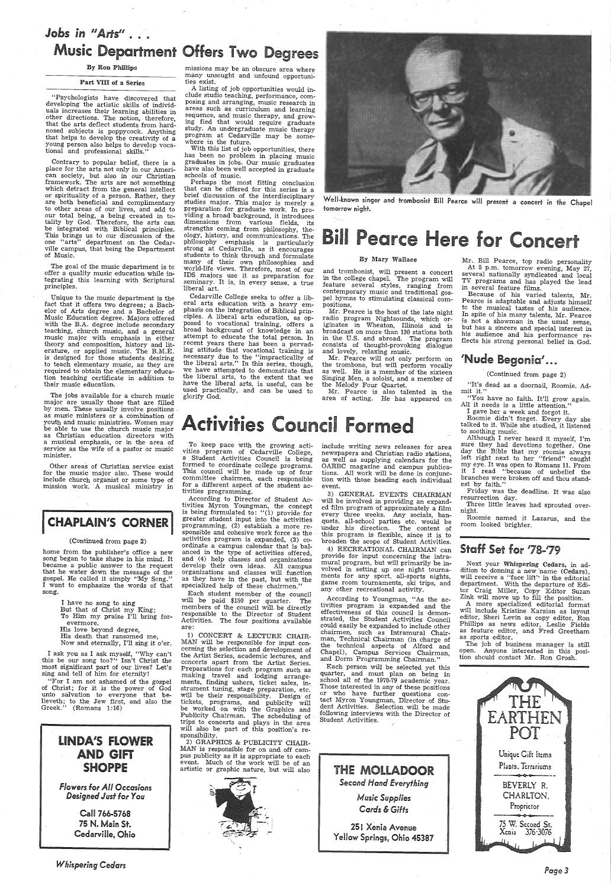## Jobs in "Arts" . . .

# Music Department Offers Two Degrees

**By Ron Phillips**

**Part VIII of a Series**

"Psychologists have discovered that developing the artistic skills of individuals increases their learning abilities in other directions. The notion, therefore, that the arts deflect students from hard-nosed subjects is poppycock. Anything that helps to develop the creativity of a young person also helps to develop vocational and professional skills."

Contrary to popular belief, there is a place for the arts not only in our American society, but also in our Christian framework. The arts are not something which detract from the general intellect or spirituality of a person. Rather, they are both beneficial and complimentary to other areas of our lives, and add to our total being, a being created in totality by God. Therefore, the arts can be integrated with Biblical principles. This brings us to our discussion of the one "arts" department on the Cedarville campus, that being the Department of Music.

The goal of the music department is to offer a quality music education while integrating this learning with Scriptural principles.

Unique to the music department is the fact that it offers two degrees; a Bachelor of Arts degree and a Bachelor of Music Education degree. Majors offered with the B.A. degree include secondary teaching, church music, and a general music major with emphasis in either theory and composition, history and literature, or applied music. The B.M.E. is designed for those students desiring to teach elementary music, as they are required to obtain the elementary education teaching certificate in addition to their music education.

The jobs available for a church music major are usually those that are filled by men. These usually involve positions as music ministers or a combination of youth and music ministries. Women may be able to use the church music major as Christian education directors with a musical emphasis, or in the area of service as the wife of a pastor or music minister.

Other areas of Christian service exist for the music major also. These would include church organist or some type of mission work. A musical ministry in missions may be an obscure area where many unsought and unfound opportunities exist.

A listing of job opportunities would include studio teaching, performance, composing and arranging, music research in areas such as curriculum and learning sequence, and music therapy, and growing fied that would require graduate study. An undergraduate music therapy program at Cedarville may be somewhere in the future.

With this list of job opportunities, there has been no problem in placing music graduates in jobs. Our music graduates have also been well accepted in graduate schools of music.

Perhaps the most fitting conclusion that can be offered for this series is a brief discussion of the interdisciplinary studies major. This major is merely a preparation for graduate work. In providing a broad background, it introduces dimensions from various fields, its strengths coming from philosophy, theology, history, and communications. The philosophy emphasis is particularly strong at Cedarville, as it encourages students to think through and formulate many of their own philosophies and world-life views. Therefore, most of our IDS majors use it as preparation for seminary. It is, in every sense, a true liberal art.

Cedarville College seeks to offer a liberal arts education with a heavy emphasis on the integration of Biblical principles. A liberal arts education, as opposed to vocational training, offers a broad background of knowledge in an attempt to educate the total person. In recent years there has been a pervading attitude that vocational training is necessary due to the "impracticality of the liberal arts." In this series, though, we have attempted to demonstrate that the liberal arts, to the extent that we have the liberal arts, is useful, can be used practically, and can be used to glorify God.

Well-known singer and trombonist Bill Pearce will present a concert in the Chapel tomorrow night.

# Bill Pearce Here for Concert

**By Mary Wallace**

Mr. Bill Pearce, top radio personality and trombonist, will present a concert in the college chapel. The program will feature several styles, ranging from contemporary music and traditional gospel hymns to stimulating classical compositions.

At 3 p.m. tomorrow evening, May 27,

Mr. Pearce is the host of the late night radio program Nightsounds, which originates in Wheaton, Illinois and is broadcast on more than 130 stations both in the U.S. and abroad. The program consists of thought-provoking dialogue and lovely, relaxing music.

Mr. Pearce will not only perform on the trombone, but will perform vocally as well. He is a member of the sixteen Singing Men, a soloist, and a member of the Melody Four Quartet.

Mr. Pearce is also talented in the area of acting. He has appeared on several nationally syndicated and local TV programs and has played the lead in several feature films.

Because of his varied talents, Mr. Pearce is adaptable and adjusts himself to the musical tastes of his audience. In spite of his many talents, Mr. Pearce is not a showman in the usual sense, but has a sincere and special interest in his audience and his performance reflects his strong personal belief in God.

# Activities Council Formed

To keep pace with the growing activities program of Cedarville College, a Student Activities Council is being formed to coordinate college programs. This council will be made up of four committee chairmen, each responsible for a different aspect of the student activities programming.

According to Director of Student Activities Myron Youngman, the concept is being formulated to: "(1) provide for greater student input into the activities programming, (2) establish a more responsible and cohesive work force as the activities program is expanded, (3) coordinate a campus calendar that is balanced in the type of activities offered, and (4) help classes and organizations develop their own ideas. All campus organizations and classes will function as they have in the past, but with the specialized help of these chairmen."

Each student member of the council will be paid $150 per quarter. The members of the council will be directly responsible to the Director of Student Activities. The four positions available are:

1) CONCERT & LECTURE CHAIRMAN will be responsible for input concerning the selection and development of the Artist Series, academic lectures, and concerts apart from the Artist Series. Preparations for each program such as making travel and lodging arrangements, finding ushers, ticket sales, instrument tuning, stage preparation, etc. will be their responsibility. Design of tickets, programs, and publicity will be worked on with the Graphics and Publicity Chairman. The scheduling of trips to concerts and plays in the area will also be part of this position's responsibility.

2) GRAPHICS & PUBLICITY CHAIRMAN is responsible for on and off campus publicity as it is appropriate to each event. Much of the work will be of an artistic or graphic nature, but will also include writing news releases for area newspapers and Christian radio stations, as well as supplying calendars for the OARBC magazine and campus publications. All work will be done in conjunction with those heading each individual event.

3) GENERAL EVENTS CHAIRMAN will be involved in providing an expanded film program of approximately a film every three weeks. Any socials, banquets, all-school parties etc. would be under his direction. The content of this program is flexible, since it is to broaden the scope of Student Activities.

4) RECREATIONAL CHAIRMAN can provide for input concerning the intramural program, but will primarily be involved in setting up one night tournaments for any sport, all-sports nights, game room tournaments, ski trips, and any other recreational activity.

According to Youngman, "As the activities program is expanded and the effectiveness of this council is demonstrated, the Student Activities Council could easily be expanded to include other chairmen, such as Intramural Chairman, Technical Chairman (in charge of the technical aspects of Alford and Chapel), Campus Services Chairman, and Dorm Programming Chairman."

Each person will be selected yet this quarter, and must plan on being in school all of the 1978-79 academic year. Those interested in any of these positions or who have further questions contact Myron Youngman, Director of Student Activities. Selection will be made following interviews with the Director of Student Activities.

## 'Nude Begonia'...

(Continued from page 2)

"It's dead as a doornail, Roomie. Admit it."

"You have no faith. It'll grow again. All it needs is a little attention."

I gave her a week and forgot it.

Roomie didn't forget. Every day she talked to it. While she studied, it listened to soothing music.

Although I never heard it myself, I'm sure they had devotions together. One day the Bible that my roomie always left right next to her "friend" caught my eye. It was open to Romans 11. From it I read "because of unbelief the branches were broken off and thou standest by faith."

Friday was the deadline. It was also resurrection day.

Three little leaves had sprouted overnight.

Roomie named it Lazarus, and the room looked brighter.

## Staff Set for '78-'79

Next year **Whispering Cedars**, in addition to donning a new name (**Cedars**), will receive a "face lift" in the editorial department. With the departure of Editor Craig Miller, Copy Editor Suzan Zink will move up to fill the position.

A more specialized editorial format will include Kristine Karsian as layout editor, Sheri Levin as copy editor, Ron Phillips as news editor, Leslie Fields as feature editor, and Fred Greetham as sports editor.

The job of business manager is still open. Anyone interested in this position should contact Mr. Ron Grosh.

## CHAPLAIN'S CORNER

(Continued from page 2)

home from the publisher's office a new song began to take shape in his mind. It became a public answer to the request that he water down the message of the gospel. He called it simply "My Song." I want to emphasize the words of that song.

> I have no song to sing
> But that of Christ my King;
> To Him my praise I'll bring forevermore.
> His love beyond degree,
> His death that ransomed me,
> Now and eternally, I'll sing it o'er.

I ask you as I ask myself, "Why can't this be our song too?" Isn't Christ the most significant part of our lives? Let's sing and tell of him for eternity!

"For I am not ashamed of the gospel of Christ; for it is the power of God unto salvation to everyone that believeth; to the Jew first, and also the Greek." (Romans 1:16)

**LINDA'S FLOWER AND GIFT SHOPPE**

*Flowers for All Occasions*
*Designed Just for You*

Call 766-5768
75 N. Main St.
Cedarville, Ohio

**THE MOLLADOOR**

*Second Hand Everything*

*Music Supplies*
*Cards & Gifts*

251 Xenia Avenue
Yellow Springs, Ohio 45387

**THE EARTHEN POT**

Unique Gift Items
Plants, Terrariums

BEVERLY R. CHARLTON, Proprietor

75 W. Second St.
Xenia 376-3076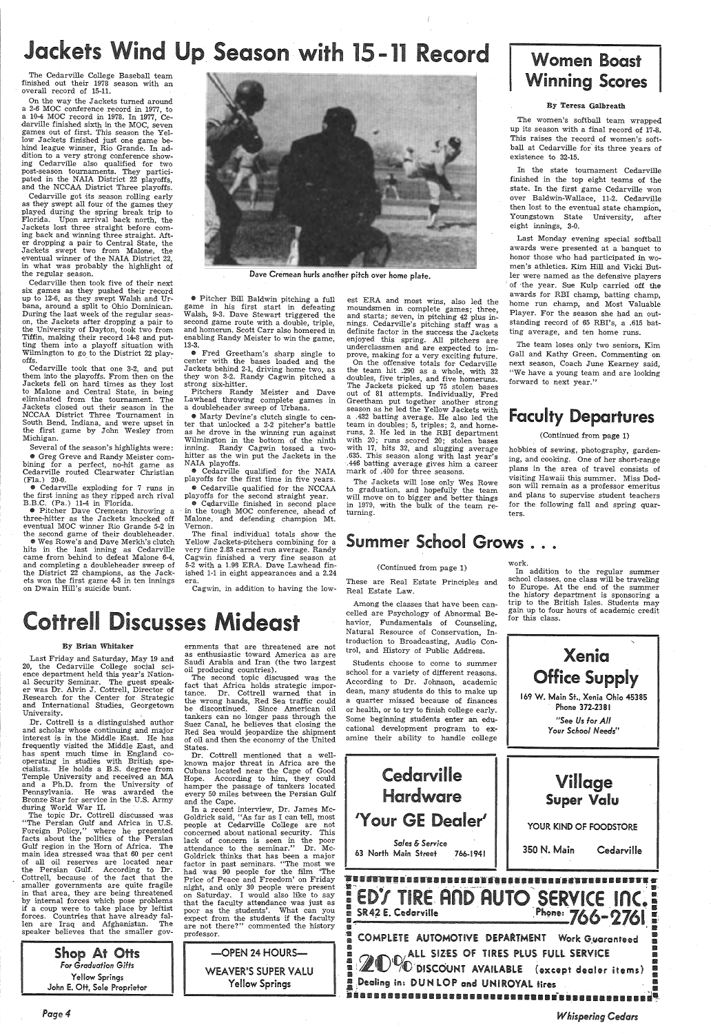# Jackets Wind Up Season with 15-11 Record

The Cedarville College Baseball team finished out their 1978 season with an overall record of 15-11.

On the way the Jackets turned around a 2-6 MOC conference record in 1977, to a 10-4 MOC record in 1978. In 1977, Cedarville finished sixth in the MOC, seven games out of first. This season the Yellow Jackets finished just one game behind league winner, Rio Grande. In addition to a very strong conference showing Cedarville also qualified for two post-season tournaments. They participated in the NAIA District 22 playoffs, and the NCCAA District Three playoffs.

Cedarville got its season rolling early as they swept all four of the games they played during the spring break trip to Florida. Upon arrival back north, the Jackets lost three straight before coming back and winning three straight. After dropping a pair to Central State, the Jackets swept two from Malone, the eventual winner of the NAIA District 22, in what was probably the highlight of the regular season.

Cedarville then took five of their next six games as they pushed their record up to 12-6, as they swept Walsh and Urbana, around a split to Ohio Dominican. During the last week of the regular season, the Jackets after dropping a pair to the University of Dayton, took two from Tiffin, making their record 14-8 and putting them into a playoff situation with Wilmington to go to the District 22 playoffs.

Cedarville took that one 3-2, and put them into the playoffs. From then on the Jackets fell on hard times as they lost to Malone and Central State, in being eliminated from the tournament. The Jackets closed out their season in the NCCAA District Three Tournament in South Bend, Indiana, and were upset in the first game by John Wesley from Michigan.

Several of the season's highlights were:

- Greg Greve and Randy Meister combining for a perfect, no-hit game as Cedarville routed Clearwater Christian (Fla.) 20-0.
- Cedarville exploding for 7 runs in the first inning as they ripped arch rival B.B.C. (Pa.) 11-4 in Florida.
- Pitcher Dave Cremean throwing a three-hitter as the Jackets knocked off eventual MOC winner Rio Grande 5-2 in the second game of their doubleheader.
- Wes Rowe's and Dave Merkh's clutch hits in the last inning as Cedarville came from behind to defeat Malone 6-4, and completing a doubleheader sweep of the District 22 champions, as the Jackets won the first game 4-3 in ten innings on Dwain Hill's suicide bunt.
- Pitcher Bill Baldwin pitching a full game in his first start in defeating Walsh, 9-3. Dave Stewart triggered the second game route with a double, triple, and homerun. Scott Carr also homered in enabling Randy Meister to win the game, 13-3.
- Fred Greetham's sharp single to center with the bases loaded and the Jackets behind 2-1, driving home two, as they won 3-2. Randy Cagwin pitched a strong six-hitter.

Pitchers Randy Meister and Dave Lawhead throwing complete games in a doubleheader sweep of Urbana.

- Marty Devine's clutch single to center that unlocked a 2-2 pitcher's battle as he drove in the winning run against Wilmington in the bottom of the ninth inning. Randy Cagwin tossed a two-hitter as the win put the Jackets in the NAIA playoffs.
- Cedarville qualified for the NAIA playoffs for the first time in five years.
- Cedarville qualified for the NCCAA playoffs for the second straight year.
- Cedarville finished in second place in the tough MOC conference, ahead of Malone, and defending champion Mt. Vernon.

The final individual totals show the Yellow Jackets-pitchers combining for a very fine 2.83 earned run average. Randy Cagwin finished a very fine season at 5-2 with a 1.98 ERA. Dave Lawhead finished 1-1 in eight appearances and a 2.24 era.

Cagwin, in addition to having the lowest ERA and most wins, also led the moundsmen in complete games; three, and starts; seven, in pitching 42 plus innings. Cedarville's pitching staff was a definite factor in the success the Jackets enjoyed this spring. All pitchers are underclassmen and are expected to improve, making for a very exciting future.

On the offensive totals for Cedarville the team hit .290 as a whole, with 32 doubles, five triples, and five homeruns. The Jackets picked up 75 stolen bases out of 81 attempts. Individually, Fred Greetham put together another strong season as he led the Yellow Jackets with a .432 batting average. He also led the team in doubles; 5, triples; 2, and homeruns, 2. He led in the RBI department with 20; runs scored 20; stolen bases with 17, hits 32, and slugging average .635. This season along with last year's .446 batting average gives him a career mark of .400 for three seasons.

The Jackets will lose only Wes Rowe to graduation, and hopefully the team will move on to bigger and better things in 1979, with the bulk of the team returning.

Dave Cremean hurls another pitch over home plate.

# Women Boast Winning Scores

**By Teresa Galbreath**

The women's softball team wrapped up its season with a final record of 17-8. This raises the record of women's softball at Cedarville for its three years of existence to 32-15.

In the state tournament Cedarville finished in the top eight teams of the state. In the first game Cedarville won over Baldwin-Wallace, 11-2. Cedarville then lost to the eventual state champion, Youngstown State University, after eight innings, 3-0.

Last Monday evening special softball awards were presented at a banquet to honor those who had participated in women's athletics. Kim Hill and Vicki Butler were named as the defensive players of the year. Sue Kulp carried off the awards for RBI champ, batting champ, home run champ, and Most Valuable Player. For the season she had an outstanding record of 65 RBI's, a .615 batting average, and ten home runs.

The team loses only two seniors, Kim Gall and Kathy Green. Commenting on next season, Coach June Kearney said, "We have a young team and are looking forward to next year."

# Faculty Departures

(Continued from page 1)

hobbies of sewing, photography, gardening, and cooking. One of her short-range plans in the area of travel consists of visiting Hawaii this summer. Miss Dodson will remain as a professor emeritus and plans to supervise student teachers for the following fall and spring quarters.

# Summer School Grows . . .

(Continued from page 1)

These are Real Estate Principles and Real Estate Law.

Among the classes that have been cancelled are Psychology of Abnormal Behavior, Fundamentals of Counseling, Natural Resource of Conservation, Introduction to Broadcasting, Audio Control, and History of Public Address.

Students choose to come to summer school for a variety of different reasons. According to Dr. Johnson, academic dean, many students do this to make up a quarter missed because of finances or health, or to try to finish college early. Some beginning students enter an educational development program to examine their ability to handle college work.

In addition to the regular summer school classes, one class will be traveling to Europe. At the end of the summer the history department is sponsoring a trip to the British Isles. Students may gain up to four hours of academic credit for this class.

# Cottrell Discusses Mideast

**By Brian Whitaker**

Last Friday and Saturday, May 19 and 20, the Cedarville College social science department held this year's National Security Seminar. The guest speaker was Dr. Alvin J. Cottrell, Director of Research for the Center for Strategic and International Studies, Georgetown University.

Dr. Cottrell is a distinguished author and scholar whose continuing and major interest is in the Middle East. He has frequently visited the Middle East, and has spent much time in England cooperating in studies with British specialists. He holds a B.S. degree from Temple University and received an MA and a Ph.D. from the University of Pennsylvania. He was awarded the Bronze Star for service in the U.S. Army during World War II.

The topic Dr. Cottrell discussed was "The Persian Gulf and Africa in U.S. Foreign Policy," where he presented facts about the politics of the Persian Gulf region in the Horn of Africa. The main idea stressed was that 60 per cent of all oil reserves are located near the Persian Gulf. According to Dr. Cottrell, because of the fact that the smaller governments are quite fragile in that area, they are being threatened by internal forces which pose problems if a coup were to take place by leftist forces. Countries that have already fallen are Iraq and Afghanistan. The speaker believes that the smaller governments that are threatened are not as enthusiastic toward America as are Saudi Arabia and Iran (the two largest oil producing countries).

The second topic discussed was the fact that Africa holds strategic importance. Dr. Cottrell warned that in the wrong hands, Red Sea traffic could be discontinued. Since American oil tankers can no longer pass through the Suez Canal, he believes that closing the Red Sea would jeopardize the shipment of oil and then the economy of the United States.

Dr. Cottrell mentioned that a well-known major threat in Africa are the Cubans located near the Cape of Good Hope. According to him, they could hamper the passage of tankers located every 50 miles between the Persian Gulf and the Cape.

In a recent interview, Dr. James McGoldrick said, "As far as I can tell, most people at Cedarville College are not concerned about national security. This lack of concern is seen in the poor attendance to the seminar." Dr. McGoldrick thinks that has been a major factor in past seminars. "The most we had was 90 people for the film 'The Price of Peace and Freedom' on Friday night, and only 30 people were present on Saturday. I would also like to say that the faculty attendance was just as poor as the students'. What can you expect from the students if the faculty are not there?" commented the history professor.

**Xenia Office Supply**
169 W. Main St., Xenia Ohio 45385
Phone 372-2381
*"See Us for All Your School Needs"*

**Cedarville Hardware**
**'Your GE Dealer'**
*Sales & Service*
63 North Main Street 766-1941

**Village Super Valu**
YOUR KIND OF FOODSTORE
350 N. Main Cedarville

**ED'S TIRE AND AUTO SERVICE INC.**
SR42 E. Cedarville Phone: 766-2761
COMPLETE AUTOMOTIVE DEPARTMENT Work Guaranteed
ALL SIZES OF TIRES PLUS FULL SERVICE
20% DISCOUNT AVAILABLE (except dealer items)
Dealing in: DUNLOP and UNIROYAL tires

**Shop At Otts**
*For Graduation Gifts*
Yellow Springs
John E. Ott, Sole Proprietor

—OPEN 24 HOURS—
WEAVER'S SUPER VALU
Yellow Springs